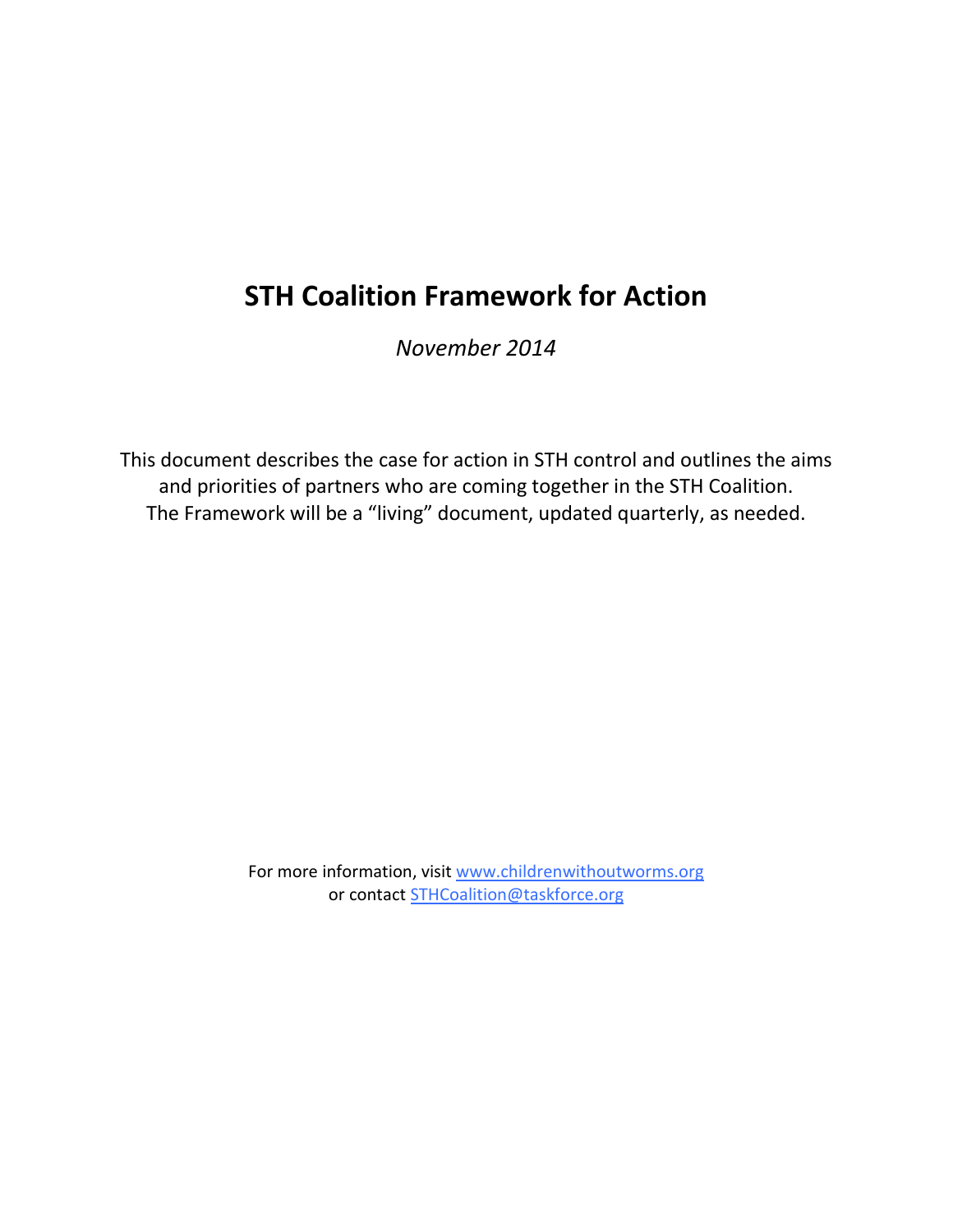# STH Coalition Framework for Action

*November 2014*

This document describes the case for action in STH control and outlines the aims and priorities of partners who are coming together in the STH Coalition. The Framework will be a "living" document, updated quarterly, as needed.

For more information, visit [www.childrenwithoutworms.org](http://www.childrenwithoutworms.org)
or contact [STHCoalition@taskforce.org](mailto:STHCoalition@taskforce.org)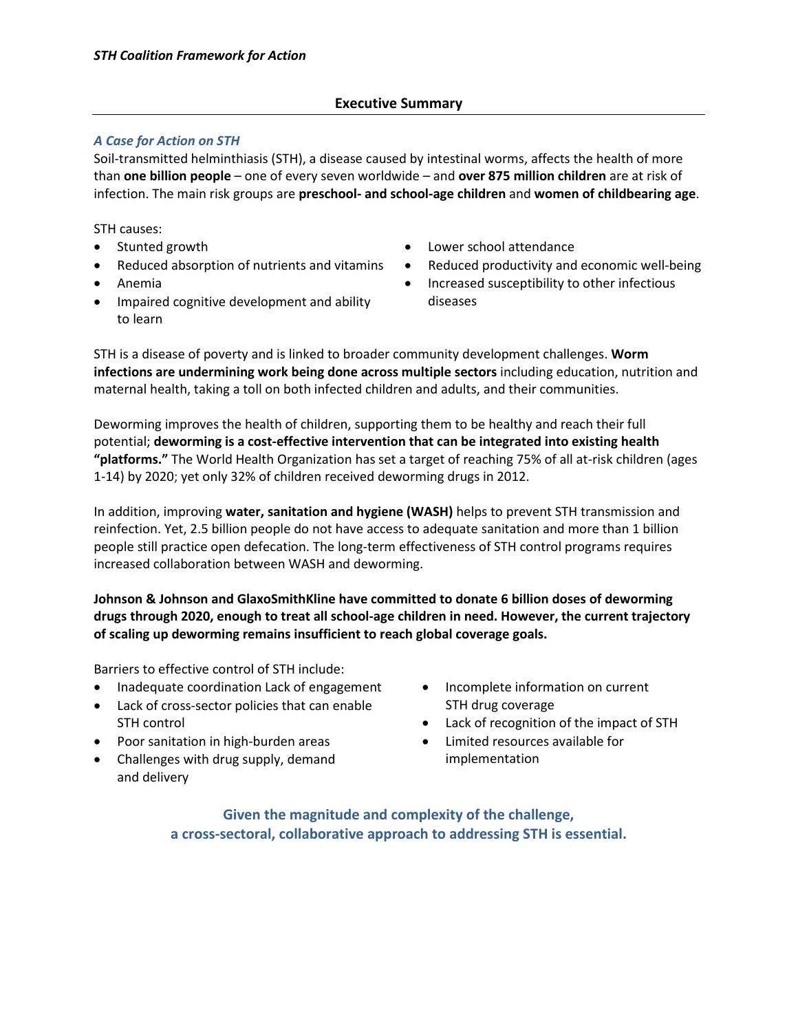## Executive Summary

### *A Case for Action on STH*

Soil-transmitted helminthiasis (STH), a disease caused by intestinal worms, affects the health of more than **one billion people** – one of every seven worldwide – and **over 875 million children** are at risk of infection. The main risk groups are **preschool- and school-age children** and **women of childbearing age**.

STH causes:

- Stunted growth
- Reduced absorption of nutrients and vitamins
- Anemia
- Impaired cognitive development and ability to learn
- Lower school attendance
- Reduced productivity and economic well-being
- Increased susceptibility to other infectious diseases

STH is a disease of poverty and is linked to broader community development challenges. **Worm infections are undermining work being done across multiple sectors** including education, nutrition and maternal health, taking a toll on both infected children and adults, and their communities.

Deworming improves the health of children, supporting them to be healthy and reach their full potential; **deworming is a cost-effective intervention that can be integrated into existing health "platforms."** The World Health Organization has set a target of reaching 75% of all at-risk children (ages 1-14) by 2020; yet only 32% of children received deworming drugs in 2012.

In addition, improving **water, sanitation and hygiene (WASH)** helps to prevent STH transmission and reinfection. Yet, 2.5 billion people do not have access to adequate sanitation and more than 1 billion people still practice open defecation. The long-term effectiveness of STH control programs requires increased collaboration between WASH and deworming.

**Johnson & Johnson and GlaxoSmithKline have committed to donate 6 billion doses of deworming drugs through 2020, enough to treat all school-age children in need. However, the current trajectory of scaling up deworming remains insufficient to reach global coverage goals.**

Barriers to effective control of STH include:

- Inadequate coordination Lack of engagement
- Lack of cross-sector policies that can enable STH control
- Poor sanitation in high-burden areas
- Challenges with drug supply, demand and delivery
- Incomplete information on current STH drug coverage
- Lack of recognition of the impact of STH
- Limited resources available for implementation

**Given the magnitude and complexity of the challenge, a cross-sectoral, collaborative approach to addressing STH is essential.**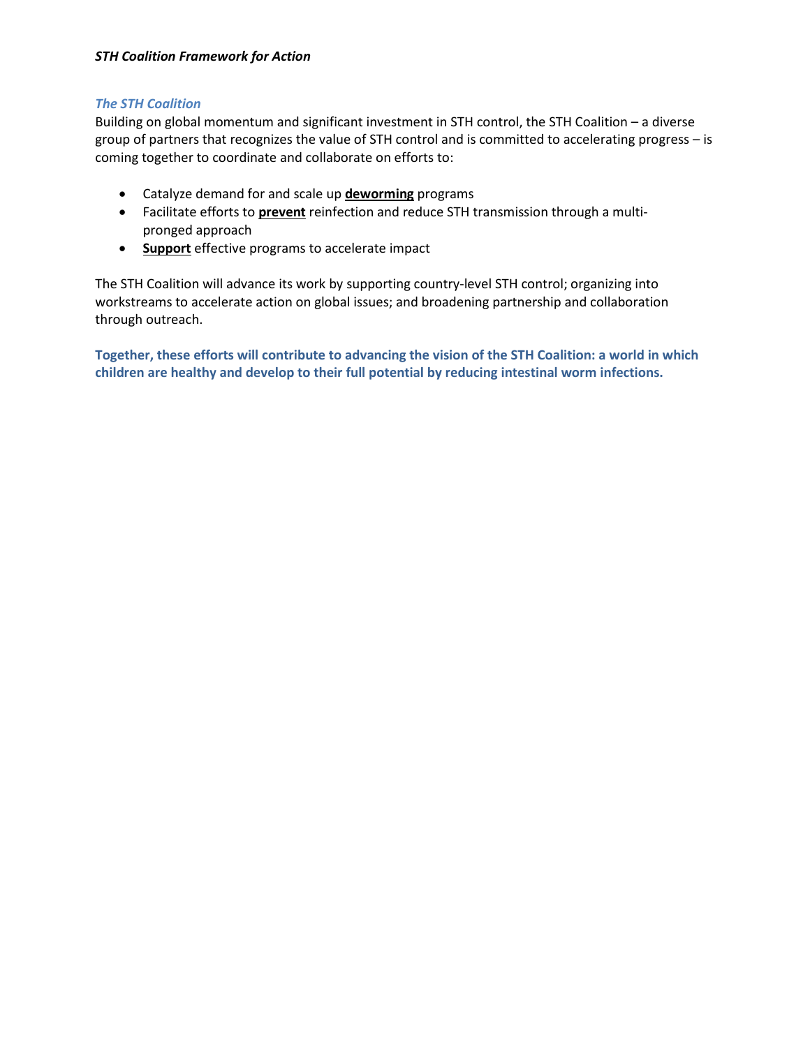### *The STH Coalition*

Building on global momentum and significant investment in STH control, the STH Coalition – a diverse group of partners that recognizes the value of STH control and is committed to accelerating progress – is coming together to coordinate and collaborate on efforts to:

- Catalyze demand for and scale up **deworming** programs
- Facilitate efforts to **prevent** reinfection and reduce STH transmission through a multi-pronged approach
- **Support** effective programs to accelerate impact

The STH Coalition will advance its work by supporting country-level STH control; organizing into workstreams to accelerate action on global issues; and broadening partnership and collaboration through outreach.

**Together, these efforts will contribute to advancing the vision of the STH Coalition: a world in which children are healthy and develop to their full potential by reducing intestinal worm infections.**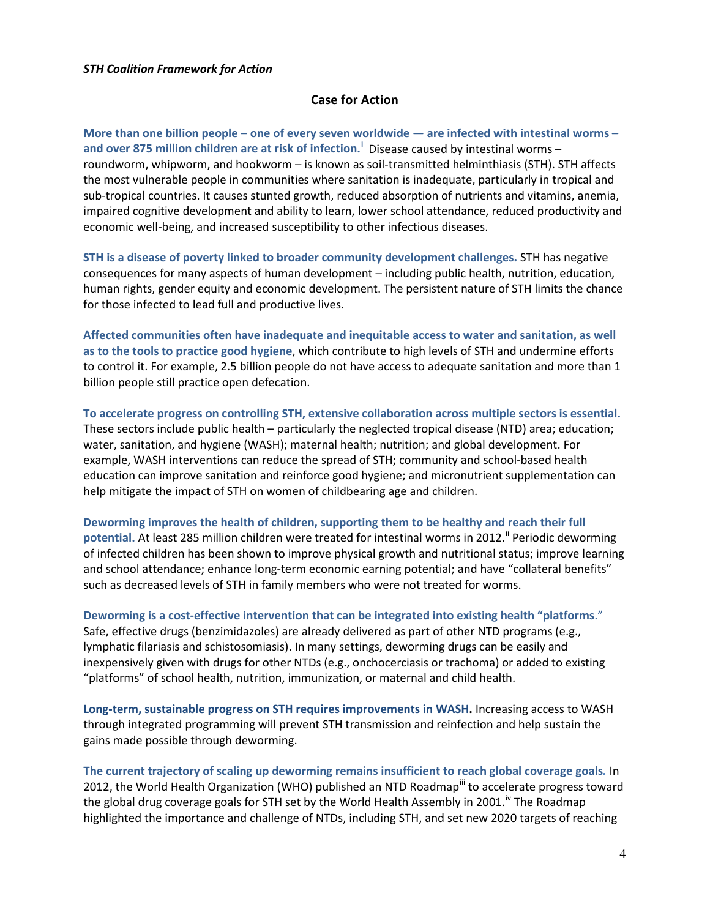## Case for Action

**More than one billion people – one of every seven worldwide — are infected with intestinal worms – and over 875 million children are at risk of infection.**[i] Disease caused by intestinal worms – roundworm, whipworm, and hookworm – is known as soil-transmitted helminthiasis (STH). STH affects the most vulnerable people in communities where sanitation is inadequate, particularly in tropical and sub-tropical countries. It causes stunted growth, reduced absorption of nutrients and vitamins, anemia, impaired cognitive development and ability to learn, lower school attendance, reduced productivity and economic well-being, and increased susceptibility to other infectious diseases.

**STH is a disease of poverty linked to broader community development challenges.** STH has negative consequences for many aspects of human development – including public health, nutrition, education, human rights, gender equity and economic development. The persistent nature of STH limits the chance for those infected to lead full and productive lives.

**Affected communities often have inadequate and inequitable access to water and sanitation, as well as to the tools to practice good hygiene**, which contribute to high levels of STH and undermine efforts to control it. For example, 2.5 billion people do not have access to adequate sanitation and more than 1 billion people still practice open defecation.

**To accelerate progress on controlling STH, extensive collaboration across multiple sectors is essential.** These sectors include public health – particularly the neglected tropical disease (NTD) area; education; water, sanitation, and hygiene (WASH); maternal health; nutrition; and global development. For example, WASH interventions can reduce the spread of STH; community and school-based health education can improve sanitation and reinforce good hygiene; and micronutrient supplementation can help mitigate the impact of STH on women of childbearing age and children.

**Deworming improves the health of children, supporting them to be healthy and reach their full potential.** At least 285 million children were treated for intestinal worms in 2012.[ii] Periodic deworming of infected children has been shown to improve physical growth and nutritional status; improve learning and school attendance; enhance long-term economic earning potential; and have "collateral benefits" such as decreased levels of STH in family members who were not treated for worms.

**Deworming is a cost-effective intervention that can be integrated into existing health "platforms**." Safe, effective drugs (benzimidazoles) are already delivered as part of other NTD programs (e.g., lymphatic filariasis and schistosomiasis). In many settings, deworming drugs can be easily and inexpensively given with drugs for other NTDs (e.g., onchocerciasis or trachoma) or added to existing "platforms" of school health, nutrition, immunization, or maternal and child health.

**Long-term, sustainable progress on STH requires improvements in WASH.** Increasing access to WASH through integrated programming will prevent STH transmission and reinfection and help sustain the gains made possible through deworming.

**The current trajectory of scaling up deworming remains insufficient to reach global coverage goals.** In 2012, the World Health Organization (WHO) published an NTD Roadmap[iii] to accelerate progress toward the global drug coverage goals for STH set by the World Health Assembly in 2001.[iv] The Roadmap highlighted the importance and challenge of NTDs, including STH, and set new 2020 targets of reaching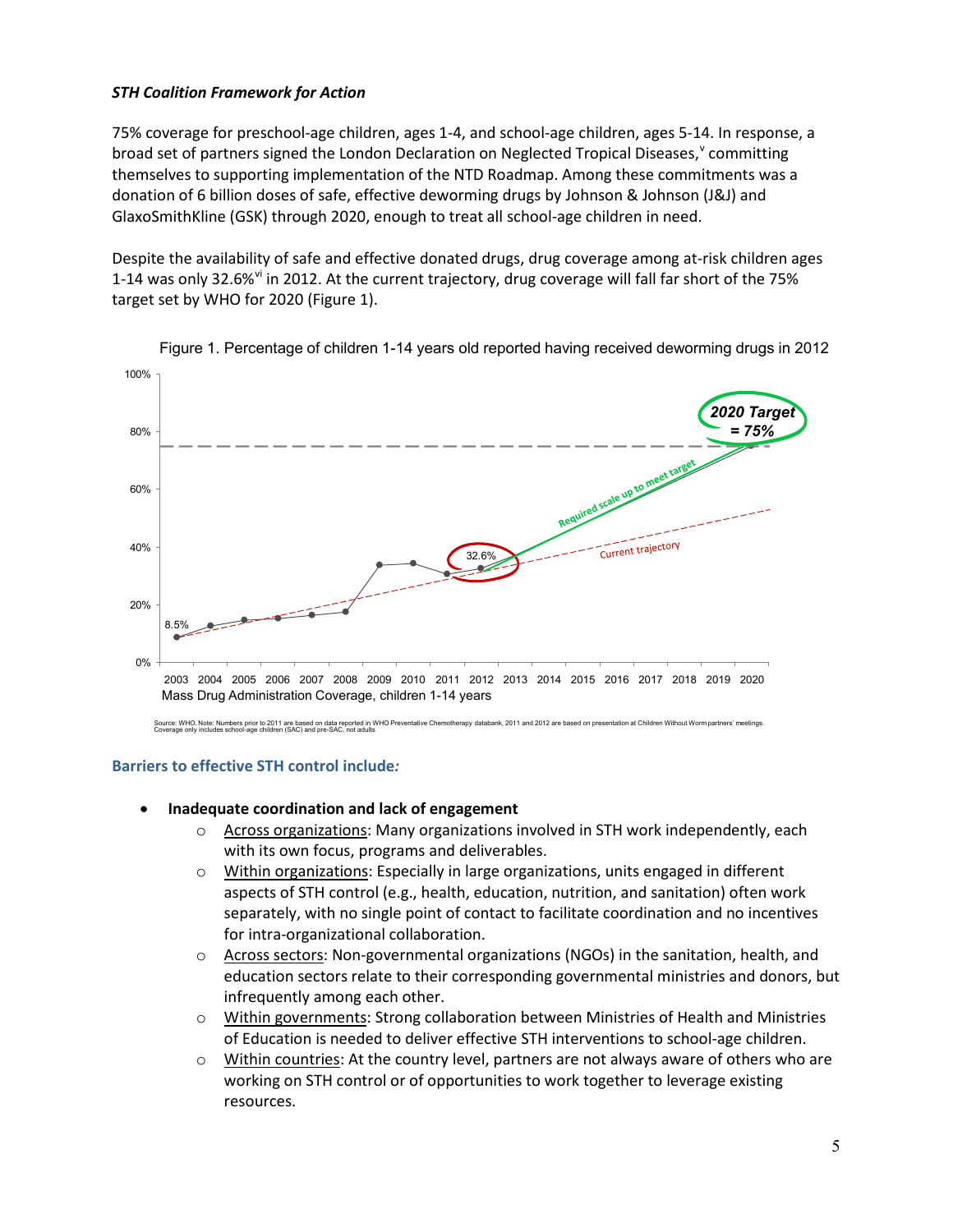*STH Coalition Framework for Action*

75% coverage for preschool-age children, ages 1-4, and school-age children, ages 5-14. In response, a broad set of partners signed the London Declaration on Neglected Tropical Diseases,[v] committing themselves to supporting implementation of the NTD Roadmap. Among these commitments was a donation of 6 billion doses of safe, effective deworming drugs by Johnson & Johnson (J&J) and GlaxoSmithKline (GSK) through 2020, enough to treat all school-age children in need.

Despite the availability of safe and effective donated drugs, drug coverage among at-risk children ages 1-14 was only 32.6%[vi] in 2012. At the current trajectory, drug coverage will fall far short of the 75% target set by WHO for 2020 (Figure 1).

Figure 1. Percentage of children 1-14 years old reported having received deworming drugs in 2012

Source: WHO. Note: Numbers prior to 2011 are based on data reported in WHO Preventative Chemotherapy databank, 2011 and 2012 are based on presentation at Children Without Worm partners' meetings. Coverage only includes school-age children (SAC) and pre-SAC, not adults

### Barriers to effective STH control include*:*

- **Inadequate coordination and lack of engagement**
  - Across organizations: Many organizations involved in STH work independently, each with its own focus, programs and deliverables.
  - Within organizations: Especially in large organizations, units engaged in different aspects of STH control (e.g., health, education, nutrition, and sanitation) often work separately, with no single point of contact to facilitate coordination and no incentives for intra-organizational collaboration.
  - Across sectors: Non-governmental organizations (NGOs) in the sanitation, health, and education sectors relate to their corresponding governmental ministries and donors, but infrequently among each other.
  - Within governments: Strong collaboration between Ministries of Health and Ministries of Education is needed to deliver effective STH interventions to school-age children.
  - Within countries: At the country level, partners are not always aware of others who are working on STH control or of opportunities to work together to leverage existing resources.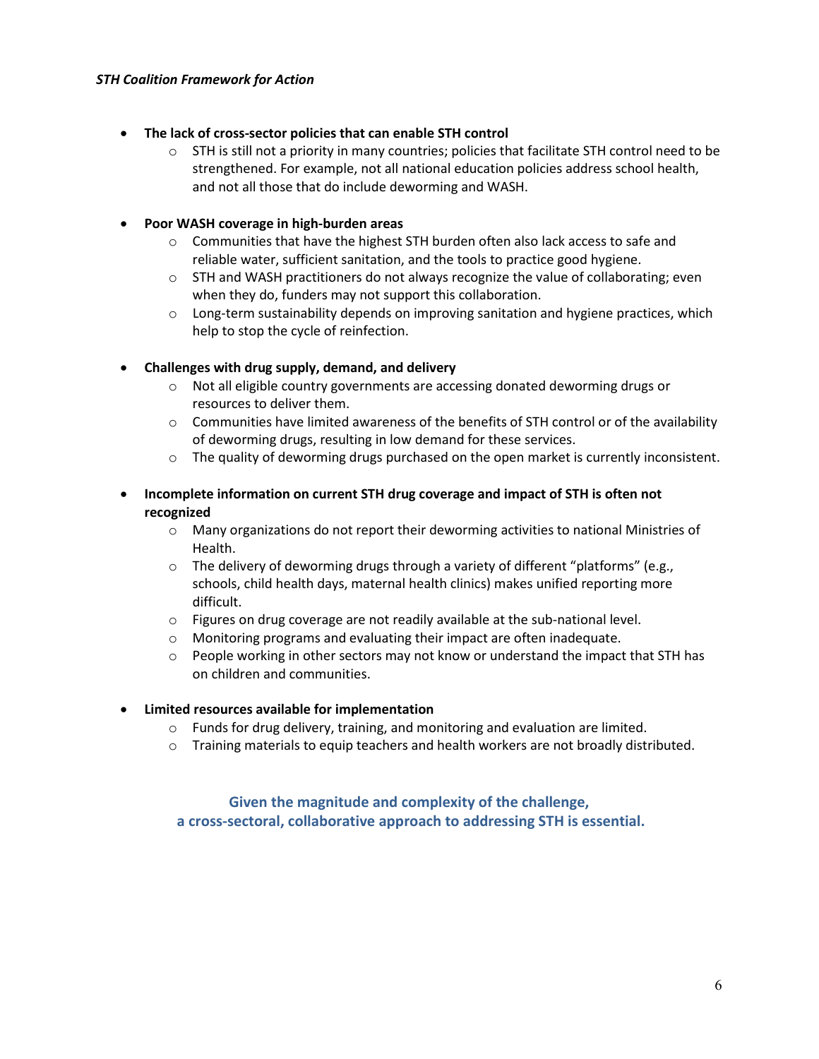- **The lack of cross-sector policies that can enable STH control**
  - STH is still not a priority in many countries; policies that facilitate STH control need to be strengthened. For example, not all national education policies address school health, and not all those that do include deworming and WASH.

- **Poor WASH coverage in high-burden areas**
  - Communities that have the highest STH burden often also lack access to safe and reliable water, sufficient sanitation, and the tools to practice good hygiene.
  - STH and WASH practitioners do not always recognize the value of collaborating; even when they do, funders may not support this collaboration.
  - Long-term sustainability depends on improving sanitation and hygiene practices, which help to stop the cycle of reinfection.

- **Challenges with drug supply, demand, and delivery**
  - Not all eligible country governments are accessing donated deworming drugs or resources to deliver them.
  - Communities have limited awareness of the benefits of STH control or of the availability of deworming drugs, resulting in low demand for these services.
  - The quality of deworming drugs purchased on the open market is currently inconsistent.

- **Incomplete information on current STH drug coverage and impact of STH is often not recognized**
  - Many organizations do not report their deworming activities to national Ministries of Health.
  - The delivery of deworming drugs through a variety of different "platforms" (e.g., schools, child health days, maternal health clinics) makes unified reporting more difficult.
  - Figures on drug coverage are not readily available at the sub-national level.
  - Monitoring programs and evaluating their impact are often inadequate.
  - People working in other sectors may not know or understand the impact that STH has on children and communities.

- **Limited resources available for implementation**
  - Funds for drug delivery, training, and monitoring and evaluation are limited.
  - Training materials to equip teachers and health workers are not broadly distributed.

**Given the magnitude and complexity of the challenge, a cross-sectoral, collaborative approach to addressing STH is essential.**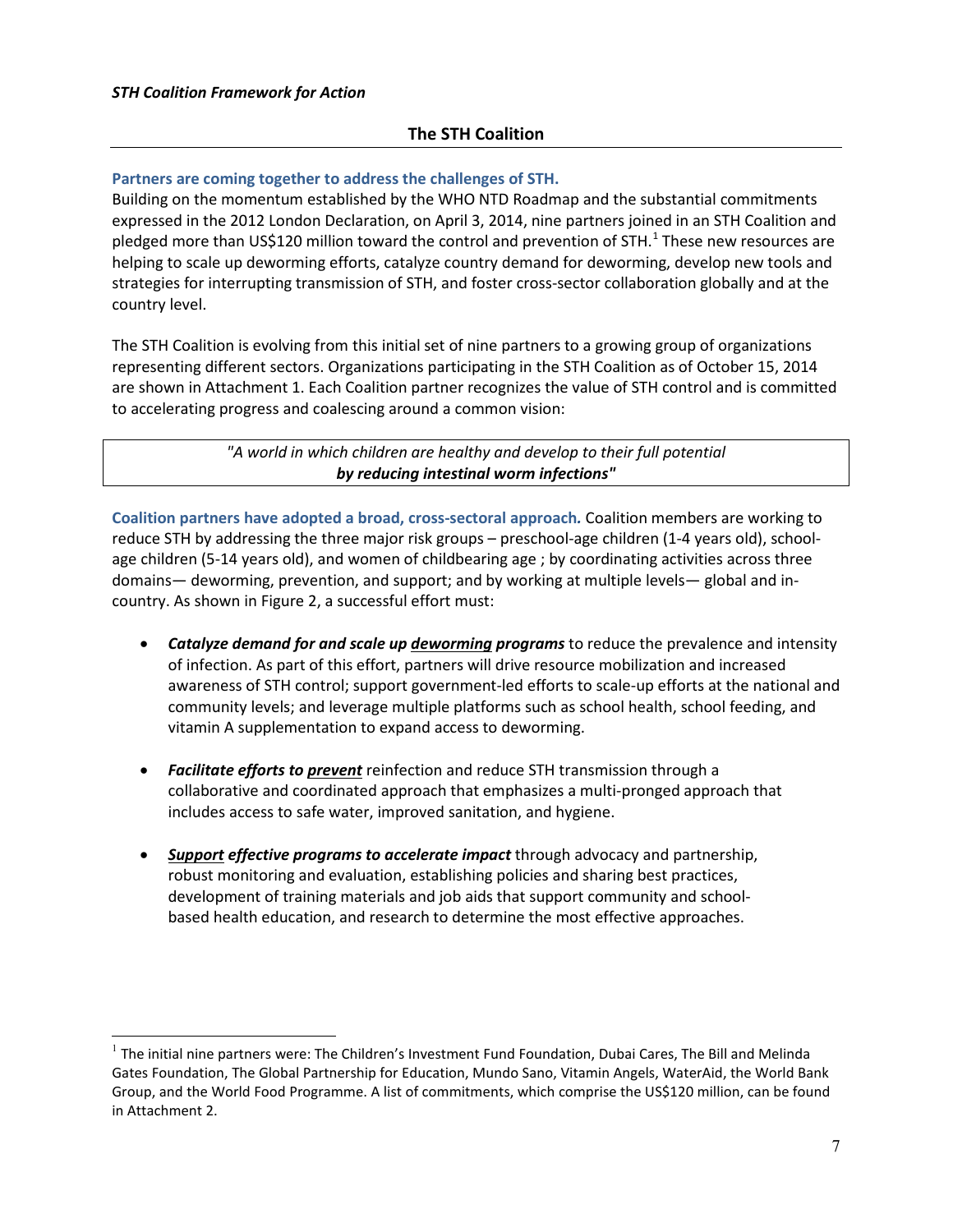## The STH Coalition

**Partners are coming together to address the challenges of STH.**
Building on the momentum established by the WHO NTD Roadmap and the substantial commitments expressed in the 2012 London Declaration, on April 3, 2014, nine partners joined in an STH Coalition and pledged more than US$120 million toward the control and prevention of STH.[1] These new resources are helping to scale up deworming efforts, catalyze country demand for deworming, develop new tools and strategies for interrupting transmission of STH, and foster cross-sector collaboration globally and at the country level.

The STH Coalition is evolving from this initial set of nine partners to a growing group of organizations representing different sectors. Organizations participating in the STH Coalition as of October 15, 2014 are shown in Attachment 1. Each Coalition partner recognizes the value of STH control and is committed to accelerating progress and coalescing around a common vision:

> *"A world in which children are healthy and develop to their full potential* ***by reducing intestinal worm infections"***

**Coalition partners have adopted a broad, cross-sectoral approach.** Coalition members are working to reduce STH by addressing the three major risk groups – preschool-age children (1-4 years old), school-age children (5-14 years old), and women of childbearing age ; by coordinating activities across three domains— deworming, prevention, and support; and by working at multiple levels— global and in-country. As shown in Figure 2, a successful effort must:

- ***Catalyze demand for and scale up <u>deworming</u> programs*** to reduce the prevalence and intensity of infection. As part of this effort, partners will drive resource mobilization and increased awareness of STH control; support government-led efforts to scale-up efforts at the national and community levels; and leverage multiple platforms such as school health, school feeding, and vitamin A supplementation to expand access to deworming.

- ***Facilitate efforts to <u>prevent</u>*** reinfection and reduce STH transmission through a collaborative and coordinated approach that emphasizes a multi-pronged approach that includes access to safe water, improved sanitation, and hygiene.

- ***<u>Support</u> effective programs to accelerate impact*** through advocacy and partnership, robust monitoring and evaluation, establishing policies and sharing best practices, development of training materials and job aids that support community and school-based health education, and research to determine the most effective approaches.

---

[1] The initial nine partners were: The Children's Investment Fund Foundation, Dubai Cares, The Bill and Melinda Gates Foundation, The Global Partnership for Education, Mundo Sano, Vitamin Angels, WaterAid, the World Bank Group, and the World Food Programme. A list of commitments, which comprise the US$120 million, can be found in Attachment 2.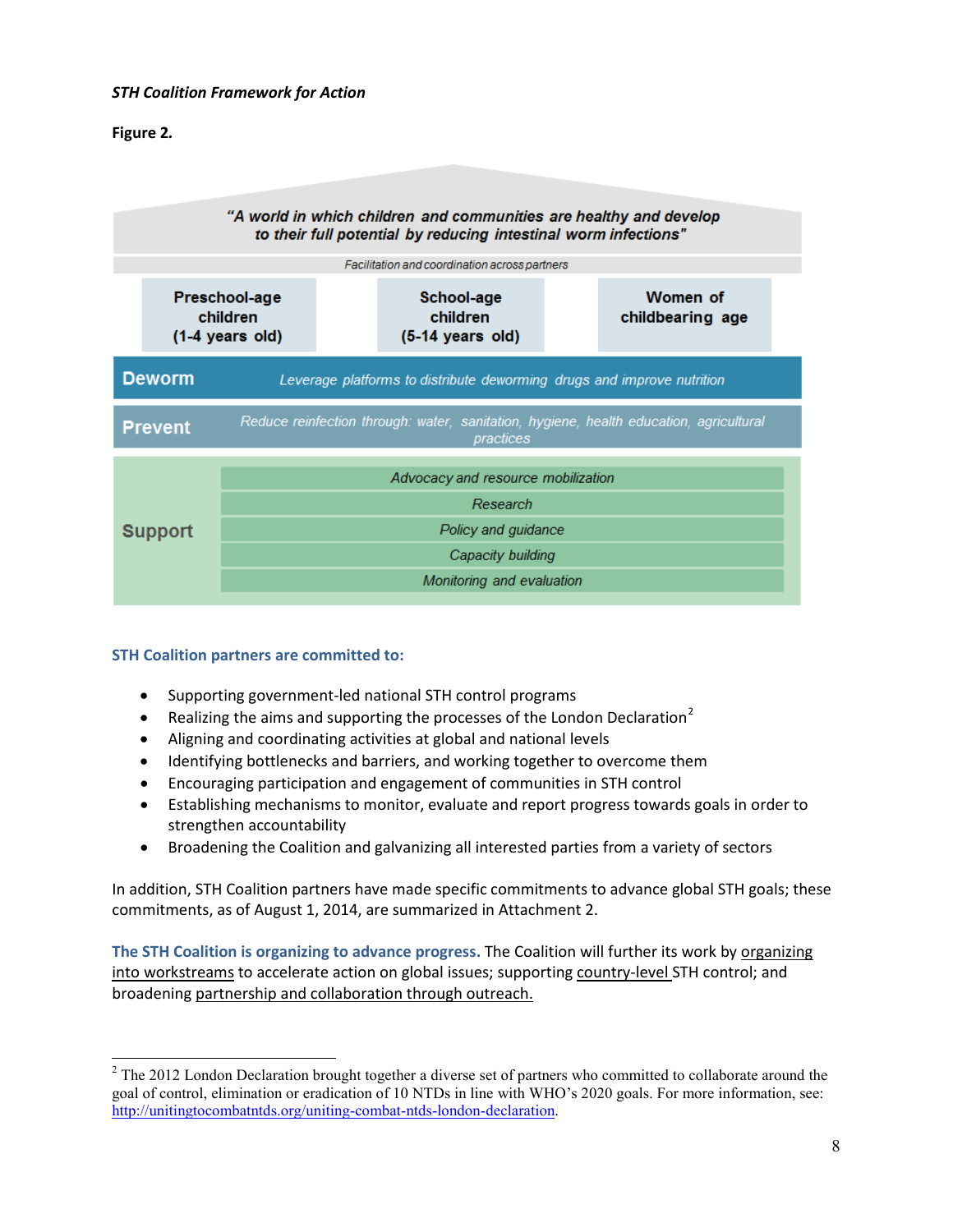*STH Coalition Framework for Action*

**Figure 2.**

*"A world in which children and communities are healthy and develop to their full potential by reducing intestinal worm infections"*

*Facilitation and coordination across partners*

| Preschool-age children (1-4 years old) | School-age children (5-14 years old) | Women of childbearing age |
|---|---|---|

**Deworm** — *Leverage platforms to distribute deworming drugs and improve nutrition*

**Prevent** — *Reduce reinfection through: water, sanitation, hygiene, health education, agricultural practices*

**Support**
- *Advocacy and resource mobilization*
- *Research*
- *Policy and guidance*
- *Capacity building*
- *Monitoring and evaluation*

**STH Coalition partners are committed to:**

- Supporting government-led national STH control programs
- Realizing the aims and supporting the processes of the London Declaration[2]
- Aligning and coordinating activities at global and national levels
- Identifying bottlenecks and barriers, and working together to overcome them
- Encouraging participation and engagement of communities in STH control
- Establishing mechanisms to monitor, evaluate and report progress towards goals in order to strengthen accountability
- Broadening the Coalition and galvanizing all interested parties from a variety of sectors

In addition, STH Coalition partners have made specific commitments to advance global STH goals; these commitments, as of August 1, 2014, are summarized in Attachment 2.

**The STH Coalition is organizing to advance progress.** The Coalition will further its work by organizing into workstreams to accelerate action on global issues; supporting country-level STH control; and broadening partnership and collaboration through outreach.

---

[2] The 2012 London Declaration brought together a diverse set of partners who committed to collaborate around the goal of control, elimination or eradication of 10 NTDs in line with WHO's 2020 goals. For more information, see: http://unitingtocombatntds.org/uniting-combat-ntds-london-declaration.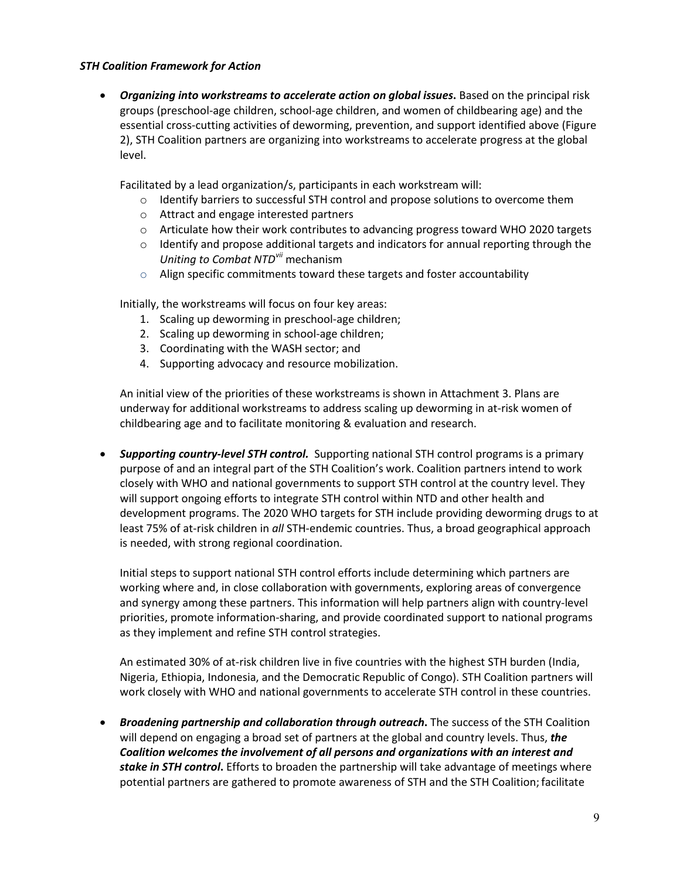***STH Coalition Framework for Action***

- ***Organizing into workstreams to accelerate action on global issues.*** Based on the principal risk groups (preschool-age children, school-age children, and women of childbearing age) and the essential cross-cutting activities of deworming, prevention, and support identified above (Figure 2), STH Coalition partners are organizing into workstreams to accelerate progress at the global level.

  Facilitated by a lead organization/s, participants in each workstream will:
  - Identify barriers to successful STH control and propose solutions to overcome them
  - Attract and engage interested partners
  - Articulate how their work contributes to advancing progress toward WHO 2020 targets
  - Identify and propose additional targets and indicators for annual reporting through the *Uniting to Combat NTD*[vii] mechanism
  - Align specific commitments toward these targets and foster accountability

  Initially, the workstreams will focus on four key areas:
  1. Scaling up deworming in preschool-age children;
  2. Scaling up deworming in school-age children;
  3. Coordinating with the WASH sector; and
  4. Supporting advocacy and resource mobilization.

  An initial view of the priorities of these workstreams is shown in Attachment 3. Plans are underway for additional workstreams to address scaling up deworming in at-risk women of childbearing age and to facilitate monitoring & evaluation and research.

- ***Supporting country-level STH control.*** Supporting national STH control programs is a primary purpose of and an integral part of the STH Coalition's work. Coalition partners intend to work closely with WHO and national governments to support STH control at the country level. They will support ongoing efforts to integrate STH control within NTD and other health and development programs. The 2020 WHO targets for STH include providing deworming drugs to at least 75% of at-risk children in *all* STH-endemic countries. Thus, a broad geographical approach is needed, with strong regional coordination.

  Initial steps to support national STH control efforts include determining which partners are working where and, in close collaboration with governments, exploring areas of convergence and synergy among these partners. This information will help partners align with country-level priorities, promote information-sharing, and provide coordinated support to national programs as they implement and refine STH control strategies.

  An estimated 30% of at-risk children live in five countries with the highest STH burden (India, Nigeria, Ethiopia, Indonesia, and the Democratic Republic of Congo). STH Coalition partners will work closely with WHO and national governments to accelerate STH control in these countries.

- ***Broadening partnership and collaboration through outreach.*** The success of the STH Coalition will depend on engaging a broad set of partners at the global and country levels. Thus, ***the Coalition welcomes the involvement of all persons and organizations with an interest and stake in STH control.*** Efforts to broaden the partnership will take advantage of meetings where potential partners are gathered to promote awareness of STH and the STH Coalition; facilitate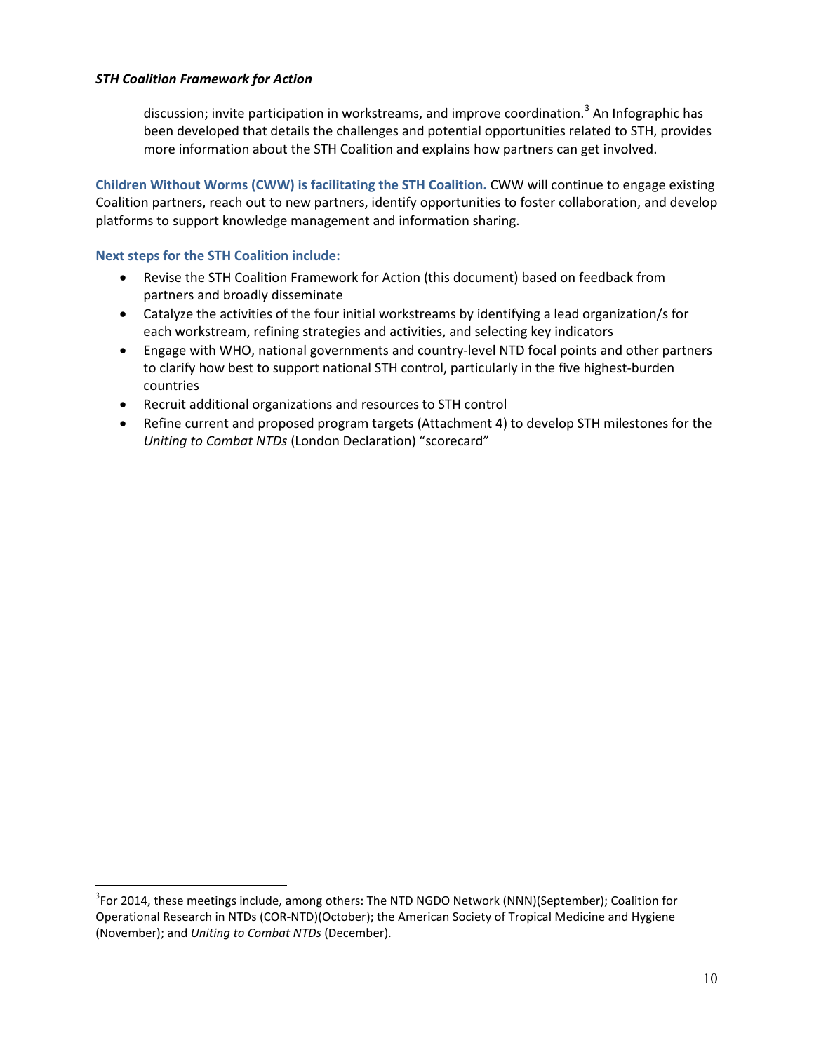discussion; invite participation in workstreams, and improve coordination.[3] An Infographic has been developed that details the challenges and potential opportunities related to STH, provides more information about the STH Coalition and explains how partners can get involved.

**Children Without Worms (CWW) is facilitating the STH Coalition.** CWW will continue to engage existing Coalition partners, reach out to new partners, identify opportunities to foster collaboration, and develop platforms to support knowledge management and information sharing.

**Next steps for the STH Coalition include:**

- Revise the STH Coalition Framework for Action (this document) based on feedback from partners and broadly disseminate
- Catalyze the activities of the four initial workstreams by identifying a lead organization/s for each workstream, refining strategies and activities, and selecting key indicators
- Engage with WHO, national governments and country-level NTD focal points and other partners to clarify how best to support national STH control, particularly in the five highest-burden countries
- Recruit additional organizations and resources to STH control
- Refine current and proposed program targets (Attachment 4) to develop STH milestones for the *Uniting to Combat NTDs* (London Declaration) "scorecard"

[3] For 2014, these meetings include, among others: The NTD NGDO Network (NNN)(September); Coalition for Operational Research in NTDs (COR-NTD)(October); the American Society of Tropical Medicine and Hygiene (November); and *Uniting to Combat NTDs* (December).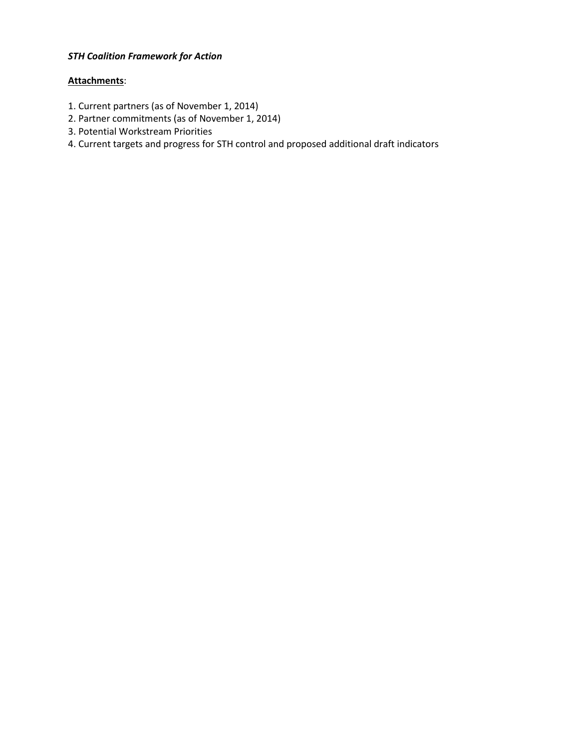***STH Coalition Framework for Action***

**Attachments**:

1. Current partners (as of November 1, 2014)
2. Partner commitments (as of November 1, 2014)
3. Potential Workstream Priorities
4. Current targets and progress for STH control and proposed additional draft indicators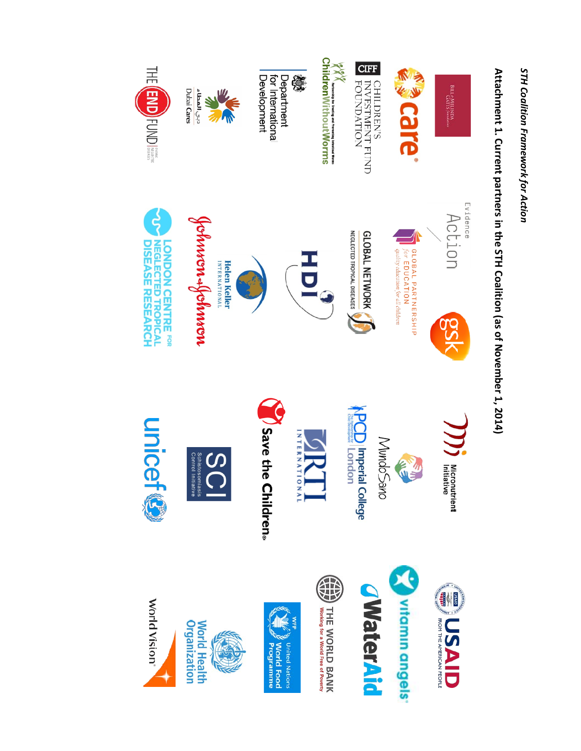*STH Coalition Framework for Action*

## Attachment 1. Current partners in the STH Coalition (as of November 1, 2014)

- Bill & Melinda Gates Foundation
- Care
- CIFF Children's Investment Fund Foundation
- Children Without Worms — Partnership for Treating and Preventing Intestinal Worms
- Department for International Development
- Dubai Cares
- The END Fund — Ending Neglected Diseases
- Evidence Action
- Global Partnership for Education — quality education for all children
- GSK
- Global Network Neglected Tropical Diseases
- HDI
- Helen Keller International
- Johnson & Johnson
- London Centre for Neglected Tropical Disease Research
- Micronutrient Initiative
- Mundo Sano
- PCD — The Partnership for Child Development | Imperial College London
- RTI International
- Save the Children
- SCI — Schistosomiasis Control Initiative
- unicef
- USAID — From the American People
- vitamin angels
- WaterAid
- The World Bank — Working for a World Free of Poverty
- WFP — United Nations World Food Programme
- World Health Organization
- World Vision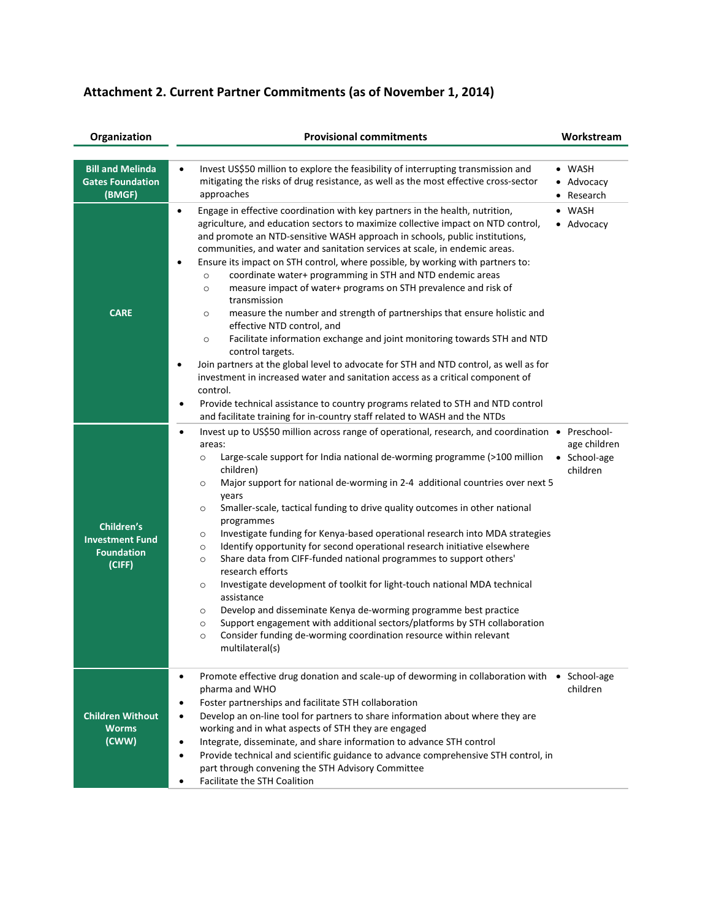## Attachment 2. Current Partner Commitments (as of November 1, 2014)

| Organization | Provisional commitments | Workstream |
|---|---|---|
| **Bill and Melinda Gates Foundation (BMGF)** | • Invest US$50 million to explore the feasibility of interrupting transmission and mitigating the risks of drug resistance, as well as the most effective cross-sector approaches | • WASH<br>• Advocacy<br>• Research |
| **CARE** | • Engage in effective coordination with key partners in the health, nutrition, agriculture, and education sectors to maximize collective impact on NTD control, and promote an NTD-sensitive WASH approach in schools, public institutions, communities, and water and sanitation services at scale, in endemic areas.<br>• Ensure its impact on STH control, where possible, by working with partners to:<br>  ○ coordinate water+ programming in STH and NTD endemic areas<br>  ○ measure impact of water+ programs on STH prevalence and risk of transmission<br>  ○ measure the number and strength of partnerships that ensure holistic and effective NTD control, and<br>  ○ Facilitate information exchange and joint monitoring towards STH and NTD control targets.<br>• Join partners at the global level to advocate for STH and NTD control, as well as for investment in increased water and sanitation access as a critical component of control.<br>• Provide technical assistance to country programs related to STH and NTD control and facilitate training for in-country staff related to WASH and the NTDs | • WASH<br>• Advocacy |
| **Children's Investment Fund Foundation (CIFF)** | • Invest up to US$50 million across range of operational, research, and coordination areas:<br>  ○ Large-scale support for India national de-worming programme (>100 million children)<br>  ○ Major support for national de-worming in 2-4 additional countries over next 5 years<br>  ○ Smaller-scale, tactical funding to drive quality outcomes in other national programmes<br>  ○ Investigate funding for Kenya-based operational research into MDA strategies<br>  ○ Identify opportunity for second operational research initiative elsewhere<br>  ○ Share data from CIFF-funded national programmes to support others' research efforts<br>  ○ Investigate development of toolkit for light-touch national MDA technical assistance<br>  ○ Develop and disseminate Kenya de-worming programme best practice<br>  ○ Support engagement with additional sectors/platforms by STH collaboration<br>  ○ Consider funding de-worming coordination resource within relevant multilateral(s) | • Preschool-age children<br>• School-age children |
| **Children Without Worms (CWW)** | • Promote effective drug donation and scale-up of deworming in collaboration with pharma and WHO<br>• Foster partnerships and facilitate STH collaboration<br>• Develop an on-line tool for partners to share information about where they are working and in what aspects of STH they are engaged<br>• Integrate, disseminate, and share information to advance STH control<br>• Provide technical and scientific guidance to advance comprehensive STH control, in part through convening the STH Advisory Committee<br>• Facilitate the STH Coalition | • School-age children |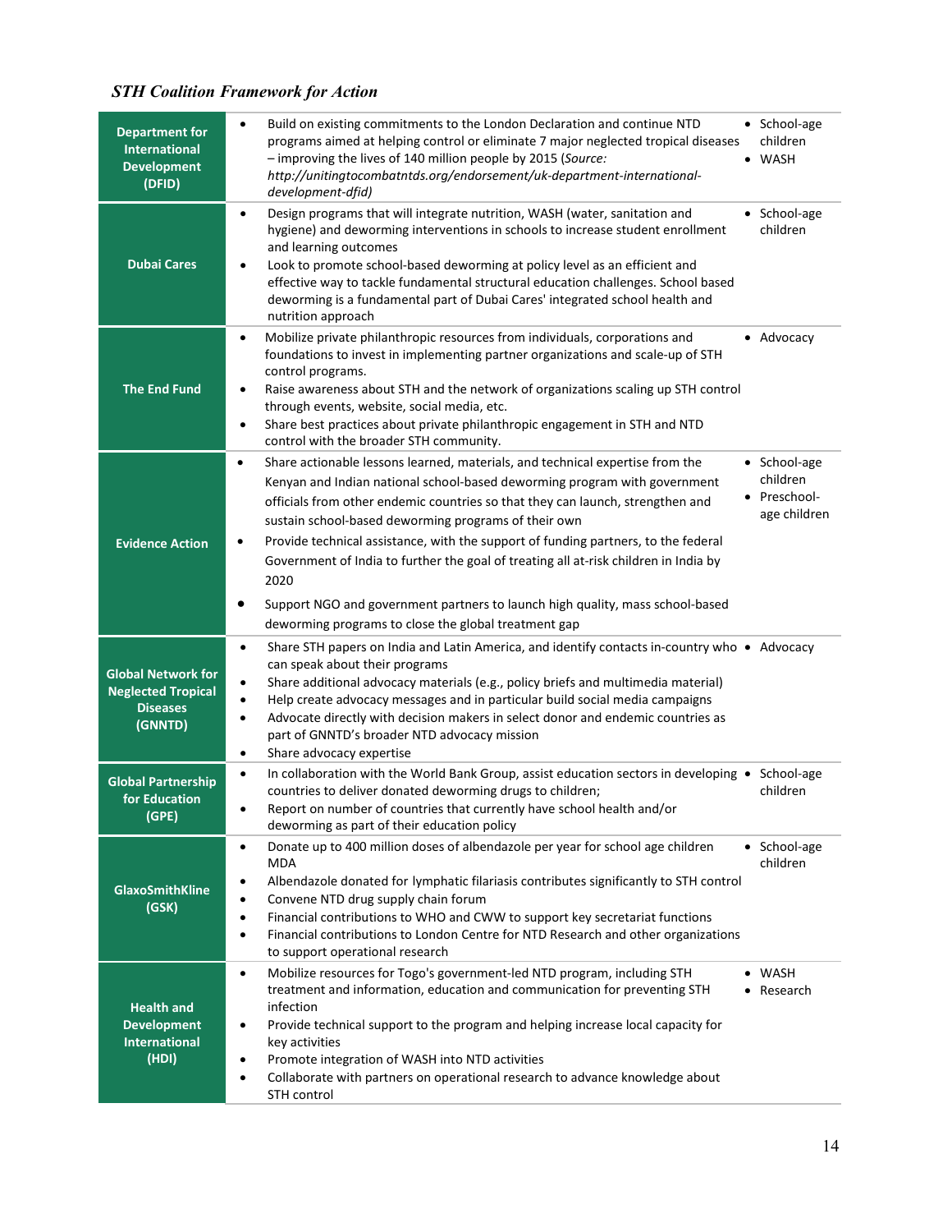### *STH Coalition Framework for Action*

| Organization | Commitments | Focus |
|---|---|---|
| **Department for International Development (DFID)** | • Build on existing commitments to the London Declaration and continue NTD programs aimed at helping control or eliminate 7 major neglected tropical diseases – improving the lives of 140 million people by 2015 (*Source: http://unitingtocombatntds.org/endorsement/uk-department-international-development-dfid)* | • School-age children<br>• WASH |
| **Dubai Cares** | • Design programs that will integrate nutrition, WASH (water, sanitation and hygiene) and deworming interventions in schools to increase student enrollment and learning outcomes<br>• Look to promote school-based deworming at policy level as an efficient and effective way to tackle fundamental structural education challenges. School based deworming is a fundamental part of Dubai Cares' integrated school health and nutrition approach | • School-age children |
| **The End Fund** | • Mobilize private philanthropic resources from individuals, corporations and foundations to invest in implementing partner organizations and scale-up of STH control programs.<br>• Raise awareness about STH and the network of organizations scaling up STH control through events, website, social media, etc.<br>• Share best practices about private philanthropic engagement in STH and NTD control with the broader STH community. | • Advocacy |
| **Evidence Action** | • Share actionable lessons learned, materials, and technical expertise from the Kenyan and Indian national school-based deworming program with government officials from other endemic countries so that they can launch, strengthen and sustain school-based deworming programs of their own<br>• Provide technical assistance, with the support of funding partners, to the federal Government of India to further the goal of treating all at-risk children in India by 2020<br>• Support NGO and government partners to launch high quality, mass school-based deworming programs to close the global treatment gap | • School-age children<br>• Preschool-age children |
| **Global Network for Neglected Tropical Diseases (GNNTD)** | • Share STH papers on India and Latin America, and identify contacts in-country who can speak about their programs<br>• Share additional advocacy materials (e.g., policy briefs and multimedia material)<br>• Help create advocacy messages and in particular build social media campaigns<br>• Advocate directly with decision makers in select donor and endemic countries as part of GNNTD's broader NTD advocacy mission<br>• Share advocacy expertise | • Advocacy |
| **Global Partnership for Education (GPE)** | • In collaboration with the World Bank Group, assist education sectors in developing countries to deliver donated deworming drugs to children;<br>• Report on number of countries that currently have school health and/or deworming as part of their education policy | • School-age children |
| **GlaxoSmithKline (GSK)** | • Donate up to 400 million doses of albendazole per year for school age children MDA<br>• Albendazole donated for lymphatic filariasis contributes significantly to STH control<br>• Convene NTD drug supply chain forum<br>• Financial contributions to WHO and CWW to support key secretariat functions<br>• Financial contributions to London Centre for NTD Research and other organizations to support operational research | • School-age children |
| **Health and Development International (HDI)** | • Mobilize resources for Togo's government-led NTD program, including STH treatment and information, education and communication for preventing STH infection<br>• Provide technical support to the program and helping increase local capacity for key activities<br>• Promote integration of WASH into NTD activities<br>• Collaborate with partners on operational research to advance knowledge about STH control | • WASH<br>• Research |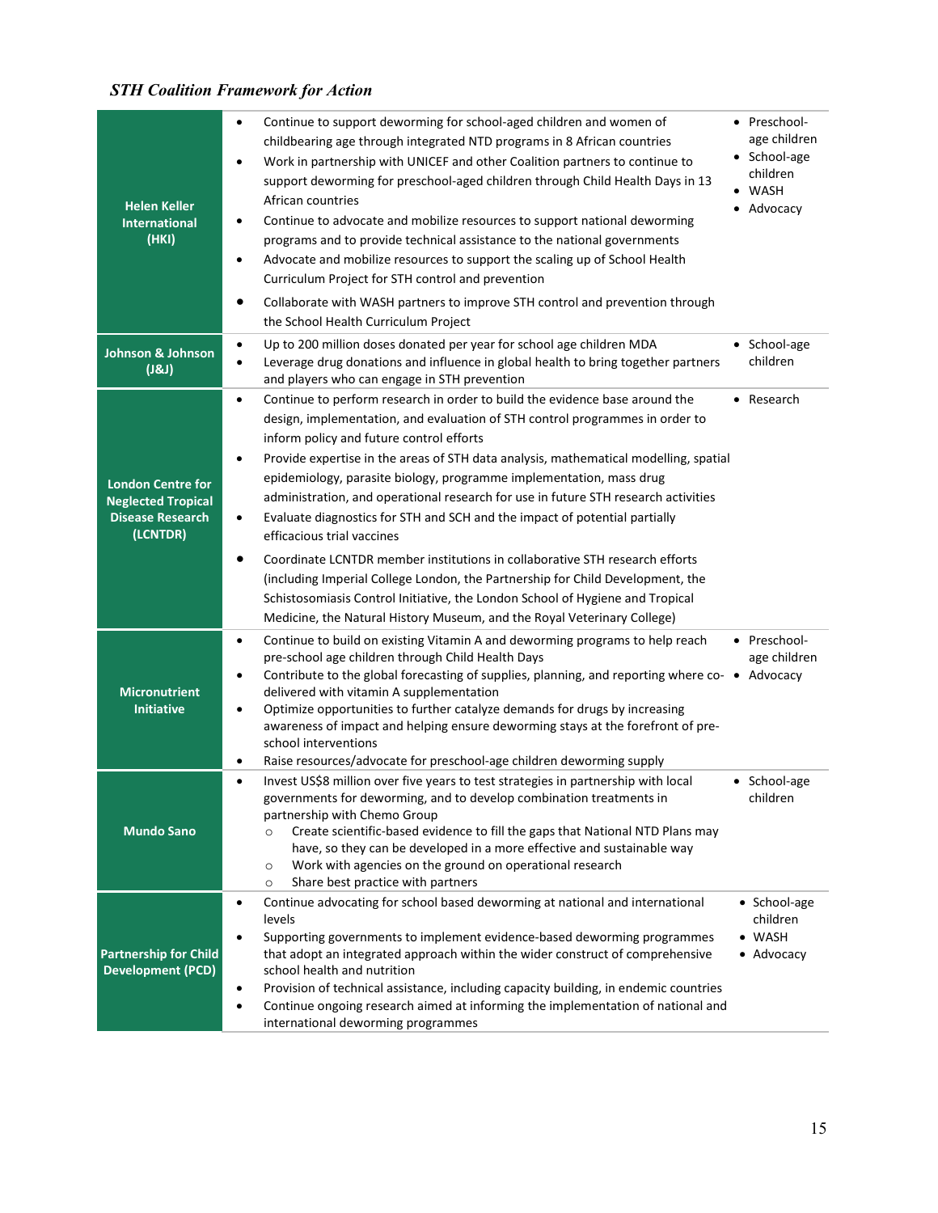### *STH Coalition Framework for Action*

| | | |
|---|---|---|
| **Helen Keller International (HKI)** | • Continue to support deworming for school-aged children and women of childbearing age through integrated NTD programs in 8 African countries<br>• Work in partnership with UNICEF and other Coalition partners to continue to support deworming for preschool-aged children through Child Health Days in 13 African countries<br>• Continue to advocate and mobilize resources to support national deworming programs and to provide technical assistance to the national governments<br>• Advocate and mobilize resources to support the scaling up of School Health Curriculum Project for STH control and prevention<br>• Collaborate with WASH partners to improve STH control and prevention through the School Health Curriculum Project | • Preschool-age children<br>• School-age children<br>• WASH<br>• Advocacy |
| **Johnson & Johnson (J&J)** | • Up to 200 million doses donated per year for school age children MDA<br>• Leverage drug donations and influence in global health to bring together partners and players who can engage in STH prevention | • School-age children |
| **London Centre for Neglected Tropical Disease Research (LCNTDR)** | • Continue to perform research in order to build the evidence base around the design, implementation, and evaluation of STH control programmes in order to inform policy and future control efforts<br>• Provide expertise in the areas of STH data analysis, mathematical modelling, spatial epidemiology, parasite biology, programme implementation, mass drug administration, and operational research for use in future STH research activities<br>• Evaluate diagnostics for STH and SCH and the impact of potential partially efficacious trial vaccines<br>• Coordinate LCNTDR member institutions in collaborative STH research efforts (including Imperial College London, the Partnership for Child Development, the Schistosomiasis Control Initiative, the London School of Hygiene and Tropical Medicine, the Natural History Museum, and the Royal Veterinary College) | • Research |
| **Micronutrient Initiative** | • Continue to build on existing Vitamin A and deworming programs to help reach pre-school age children through Child Health Days<br>• Contribute to the global forecasting of supplies, planning, and reporting where co-delivered with vitamin A supplementation<br>• Optimize opportunities to further catalyze demands for drugs by increasing awareness of impact and helping ensure deworming stays at the forefront of pre-school interventions<br>• Raise resources/advocate for preschool-age children deworming supply | • Preschool-age children<br>• Advocacy |
| **Mundo Sano** | • Invest US$8 million over five years to test strategies in partnership with local governments for deworming, and to develop combination treatments in partnership with Chemo Group<br>&nbsp;&nbsp;&nbsp;&nbsp;○ Create scientific-based evidence to fill the gaps that National NTD Plans may have, so they can be developed in a more effective and sustainable way<br>&nbsp;&nbsp;&nbsp;&nbsp;○ Work with agencies on the ground on operational research<br>&nbsp;&nbsp;&nbsp;&nbsp;○ Share best practice with partners | • School-age children |
| **Partnership for Child Development (PCD)** | • Continue advocating for school based deworming at national and international levels<br>• Supporting governments to implement evidence-based deworming programmes that adopt an integrated approach within the wider construct of comprehensive school health and nutrition<br>• Provision of technical assistance, including capacity building, in endemic countries<br>• Continue ongoing research aimed at informing the implementation of national and international deworming programmes | • School-age children<br>• WASH<br>• Advocacy |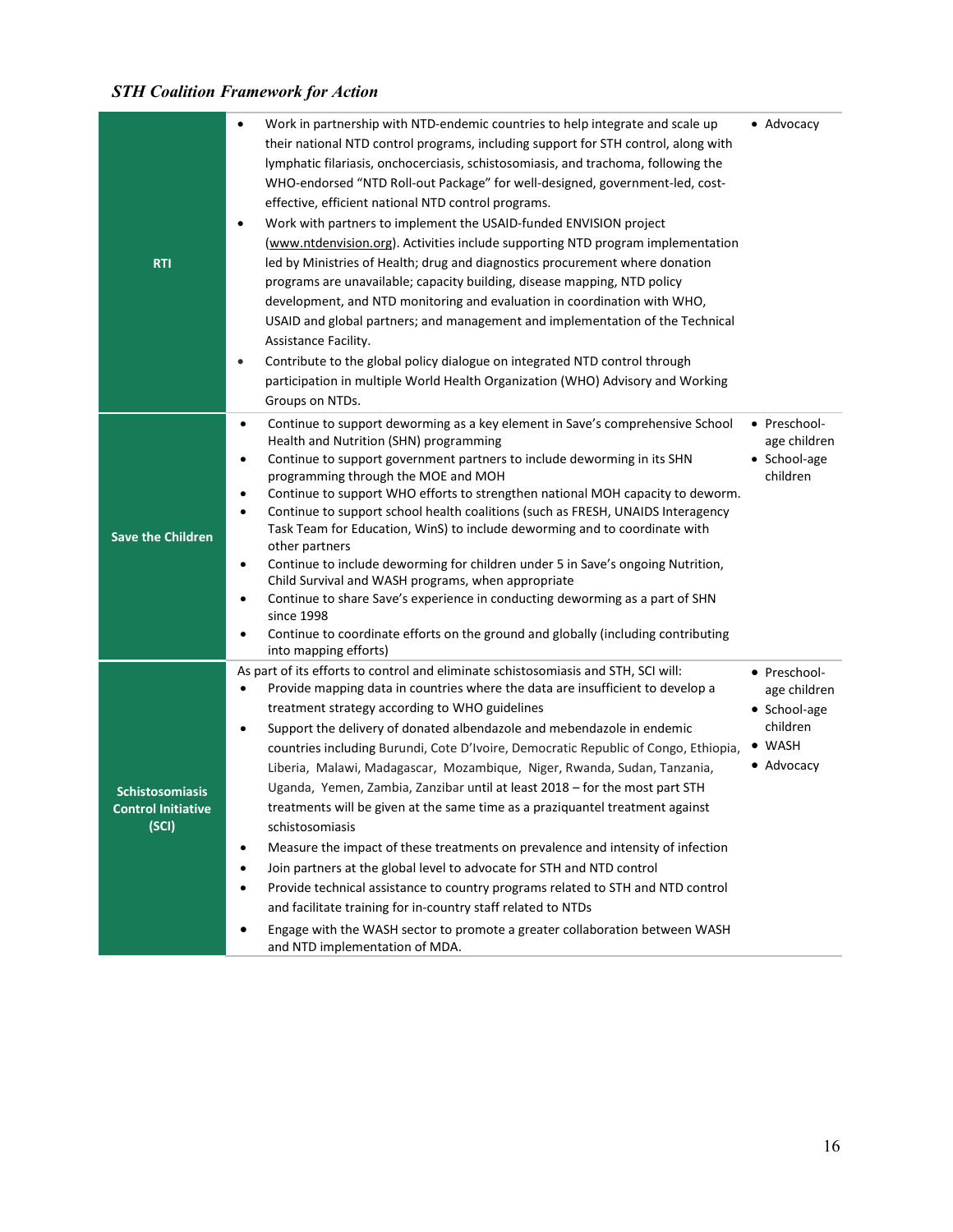*STH Coalition Framework for Action*

| | | |
|---|---|---|
| **RTI** | • Work in partnership with NTD-endemic countries to help integrate and scale up their national NTD control programs, including support for STH control, along with lymphatic filariasis, onchocerciasis, schistosomiasis, and trachoma, following the WHO-endorsed "NTD Roll-out Package" for well-designed, government-led, cost-effective, efficient national NTD control programs.<br>• Work with partners to implement the USAID-funded ENVISION project (www.ntdenvision.org). Activities include supporting NTD program implementation led by Ministries of Health; drug and diagnostics procurement where donation programs are unavailable; capacity building, disease mapping, NTD policy development, and NTD monitoring and evaluation in coordination with WHO, USAID and global partners; and management and implementation of the Technical Assistance Facility.<br>• Contribute to the global policy dialogue on integrated NTD control through participation in multiple World Health Organization (WHO) Advisory and Working Groups on NTDs. | • Advocacy |
| **Save the Children** | • Continue to support deworming as a key element in Save's comprehensive School Health and Nutrition (SHN) programming<br>• Continue to support government partners to include deworming in its SHN programming through the MOE and MOH<br>• Continue to support WHO efforts to strengthen national MOH capacity to deworm.<br>• Continue to support school health coalitions (such as FRESH, UNAIDS Interagency Task Team for Education, WinS) to include deworming and to coordinate with other partners<br>• Continue to include deworming for children under 5 in Save's ongoing Nutrition, Child Survival and WASH programs, when appropriate<br>• Continue to share Save's experience in conducting deworming as a part of SHN since 1998<br>• Continue to coordinate efforts on the ground and globally (including contributing into mapping efforts) | • Preschool-age children<br>• School-age children |
| **Schistosomiasis Control Initiative (SCI)** | As part of its efforts to control and eliminate schistosomiasis and STH, SCI will:<br>• Provide mapping data in countries where the data are insufficient to develop a treatment strategy according to WHO guidelines<br>• Support the delivery of donated albendazole and mebendazole in endemic countries including Burundi, Cote D'Ivoire, Democratic Republic of Congo, Ethiopia, Liberia, Malawi, Madagascar, Mozambique, Niger, Rwanda, Sudan, Tanzania, Uganda, Yemen, Zambia, Zanzibar until at least 2018 – for the most part STH treatments will be given at the same time as a praziquantel treatment against schistosomiasis<br>• Measure the impact of these treatments on prevalence and intensity of infection<br>• Join partners at the global level to advocate for STH and NTD control<br>• Provide technical assistance to country programs related to STH and NTD control and facilitate training for in-country staff related to NTDs<br>• Engage with the WASH sector to promote a greater collaboration between WASH and NTD implementation of MDA. | • Preschool-age children<br>• School-age children<br>• WASH<br>• Advocacy |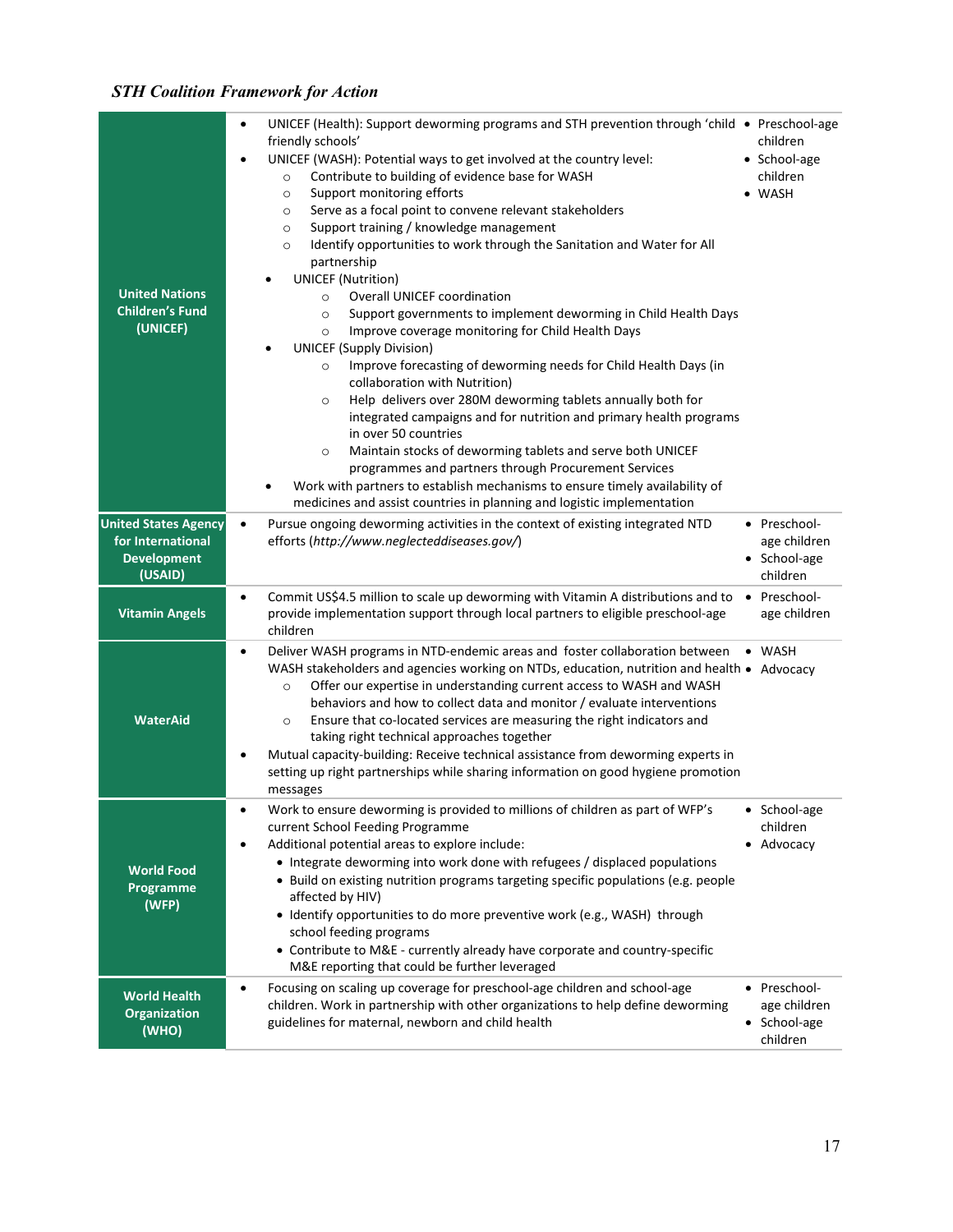*STH Coalition Framework for Action*

| Organization | Activities | Focus |
|---|---|---|
| **United Nations Children's Fund (UNICEF)** | • UNICEF (Health): Support deworming programs and STH prevention through 'child friendly schools'<br>• UNICEF (WASH): Potential ways to get involved at the country level:<br>  ○ Contribute to building of evidence base for WASH<br>  ○ Support monitoring efforts<br>  ○ Serve as a focal point to convene relevant stakeholders<br>  ○ Support training / knowledge management<br>  ○ Identify opportunities to work through the Sanitation and Water for All partnership<br>• UNICEF (Nutrition)<br>  ○ Overall UNICEF coordination<br>  ○ Support governments to implement deworming in Child Health Days<br>  ○ Improve coverage monitoring for Child Health Days<br>• UNICEF (Supply Division)<br>  ○ Improve forecasting of deworming needs for Child Health Days (in collaboration with Nutrition)<br>  ○ Help delivers over 280M deworming tablets annually both for integrated campaigns and for nutrition and primary health programs in over 50 countries<br>  ○ Maintain stocks of deworming tablets and serve both UNICEF programmes and partners through Procurement Services<br>• Work with partners to establish mechanisms to ensure timely availability of medicines and assist countries in planning and logistic implementation | • Preschool-age children<br>• School-age children<br>• WASH |
| **United States Agency for International Development (USAID)** | • Pursue ongoing deworming activities in the context of existing integrated NTD efforts (*http://www.neglecteddiseases.gov/*) | • Preschool-age children<br>• School-age children |
| **Vitamin Angels** | • Commit US$4.5 million to scale up deworming with Vitamin A distributions and to provide implementation support through local partners to eligible preschool-age children | • Preschool-age children |
| **WaterAid** | • Deliver WASH programs in NTD-endemic areas and foster collaboration between WASH stakeholders and agencies working on NTDs, education, nutrition and health<br>  ○ Offer our expertise in understanding current access to WASH and WASH behaviors and how to collect data and monitor / evaluate interventions<br>  ○ Ensure that co-located services are measuring the right indicators and taking right technical approaches together<br>• Mutual capacity-building: Receive technical assistance from deworming experts in setting up right partnerships while sharing information on good hygiene promotion messages | • WASH<br>• Advocacy |
| **World Food Programme (WFP)** | • Work to ensure deworming is provided to millions of children as part of WFP's current School Feeding Programme<br>• Additional potential areas to explore include:<br>  • Integrate deworming into work done with refugees / displaced populations<br>  • Build on existing nutrition programs targeting specific populations (e.g. people affected by HIV)<br>  • Identify opportunities to do more preventive work (e.g., WASH) through school feeding programs<br>  • Contribute to M&E - currently already have corporate and country-specific M&E reporting that could be further leveraged | • School-age children<br>• Advocacy |
| **World Health Organization (WHO)** | • Focusing on scaling up coverage for preschool-age children and school-age children. Work in partnership with other organizations to help define deworming guidelines for maternal, newborn and child health | • Preschool-age children<br>• School-age children |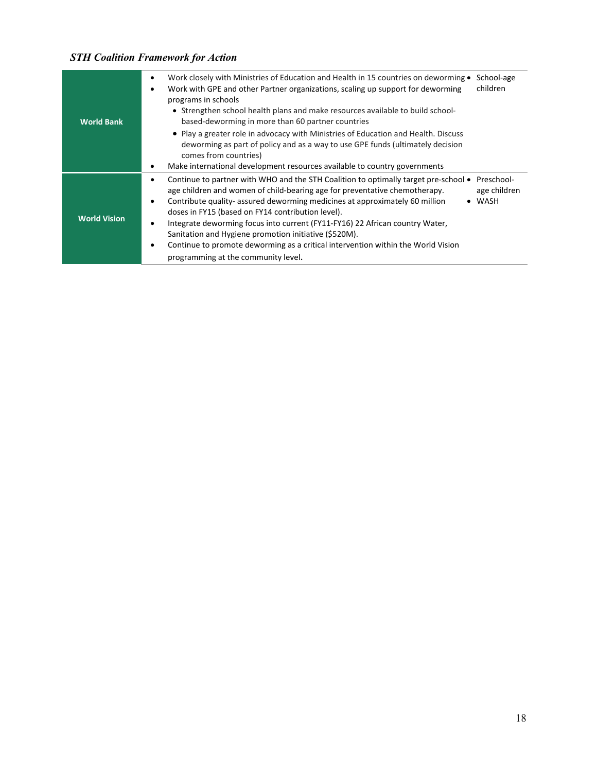*STH Coalition Framework for Action*

| | | |
|---|---|---|
| **World Bank** | • Work closely with Ministries of Education and Health in 15 countries on deworming<br>• Work with GPE and other Partner organizations, scaling up support for deworming programs in schools<br>  • Strengthen school health plans and make resources available to build school-based-deworming in more than 60 partner countries<br>  • Play a greater role in advocacy with Ministries of Education and Health. Discuss deworming as part of policy and as a way to use GPE funds (ultimately decision comes from countries)<br>• Make international development resources available to country governments | • School-age children |
| **World Vision** | • Continue to partner with WHO and the STH Coalition to optimally target pre-school age children and women of child-bearing age for preventative chemotherapy.<br>• Contribute quality- assured deworming medicines at approximately 60 million doses in FY15 (based on FY14 contribution level).<br>• Integrate deworming focus into current (FY11-FY16) 22 African country Water, Sanitation and Hygiene promotion initiative ($520M).<br>• Continue to promote deworming as a critical intervention within the World Vision programming at the community level. | • Preschool-age children<br>• WASH |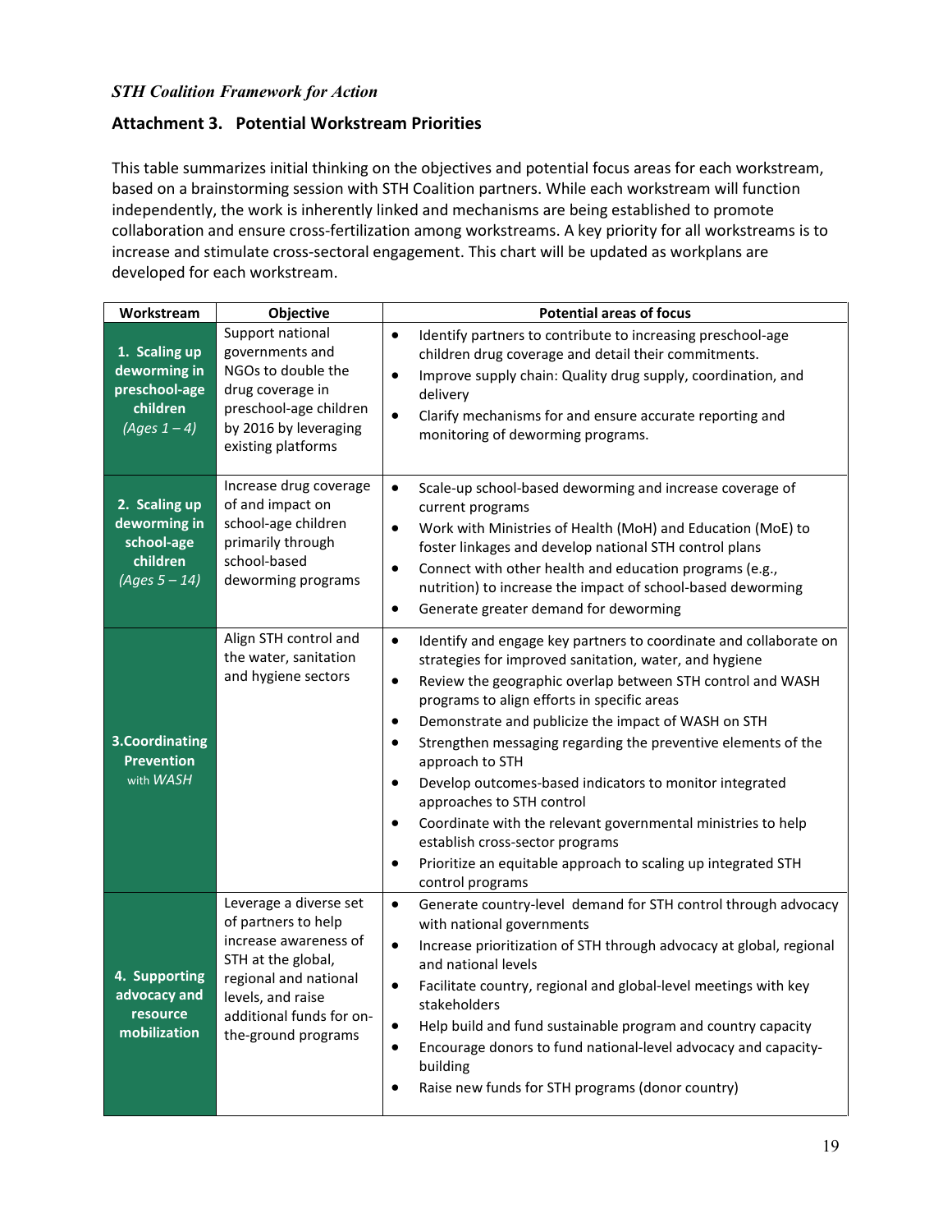*STH Coalition Framework for Action*

## Attachment 3. Potential Workstream Priorities

This table summarizes initial thinking on the objectives and potential focus areas for each workstream, based on a brainstorming session with STH Coalition partners. While each workstream will function independently, the work is inherently linked and mechanisms are being established to promote collaboration and ensure cross-fertilization among workstreams. A key priority for all workstreams is to increase and stimulate cross-sectoral engagement. This chart will be updated as workplans are developed for each workstream.

| Workstream | Objective | Potential areas of focus |
| --- | --- | --- |
| **1. Scaling up deworming in preschool-age children** *(Ages 1 – 4)* | Support national governments and NGOs to double the drug coverage in preschool-age children by 2016 by leveraging existing platforms | • Identify partners to contribute to increasing preschool-age children drug coverage and detail their commitments.<br>• Improve supply chain: Quality drug supply, coordination, and delivery<br>• Clarify mechanisms for and ensure accurate reporting and monitoring of deworming programs. |
| **2. Scaling up deworming in school-age children** *(Ages 5 – 14)* | Increase drug coverage of and impact on school-age children primarily through school-based deworming programs | • Scale-up school-based deworming and increase coverage of current programs<br>• Work with Ministries of Health (MoH) and Education (MoE) to foster linkages and develop national STH control plans<br>• Connect with other health and education programs (e.g., nutrition) to increase the impact of school-based deworming<br>• Generate greater demand for deworming |
| **3.Coordinating Prevention** with *WASH* | Align STH control and the water, sanitation and hygiene sectors | • Identify and engage key partners to coordinate and collaborate on strategies for improved sanitation, water, and hygiene<br>• Review the geographic overlap between STH control and WASH programs to align efforts in specific areas<br>• Demonstrate and publicize the impact of WASH on STH<br>• Strengthen messaging regarding the preventive elements of the approach to STH<br>• Develop outcomes-based indicators to monitor integrated approaches to STH control<br>• Coordinate with the relevant governmental ministries to help establish cross-sector programs<br>• Prioritize an equitable approach to scaling up integrated STH control programs |
| **4. Supporting advocacy and resource mobilization** | Leverage a diverse set of partners to help increase awareness of STH at the global, regional and national levels, and raise additional funds for on-the-ground programs | • Generate country-level demand for STH control through advocacy with national governments<br>• Increase prioritization of STH through advocacy at global, regional and national levels<br>• Facilitate country, regional and global-level meetings with key stakeholders<br>• Help build and fund sustainable program and country capacity<br>• Encourage donors to fund national-level advocacy and capacity-building<br>• Raise new funds for STH programs (donor country) |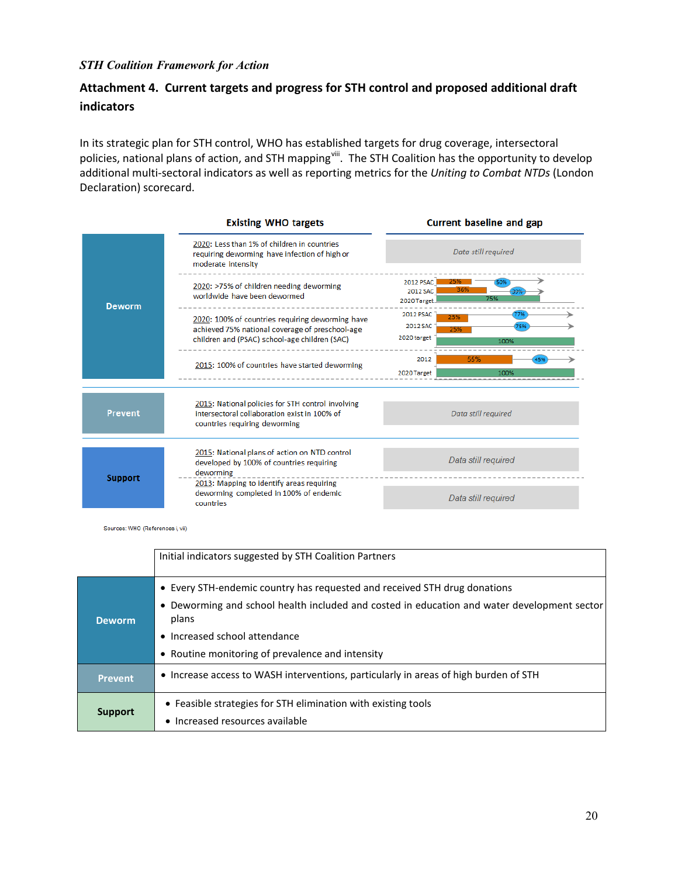*STH Coalition Framework for Action*

## Attachment 4. Current targets and progress for STH control and proposed additional draft indicators

In its strategic plan for STH control, WHO has established targets for drug coverage, intersectoral policies, national plans of action, and STH mapping[viii]. The STH Coalition has the opportunity to develop additional multi-sectoral indicators as well as reporting metrics for the *Uniting to Combat NTDs* (London Declaration) scorecard.

| | Existing WHO targets | Current baseline and gap |
|---|---|---|
| Deworm | 2020: Less than 1% of children in countries requiring deworming have infection of high or moderate intensity | *Data still required* |
| | 2020: >75% of children needing deworming worldwide have been dewormed | 2012 PSAC: 25% (gap 50%); 2012 SAC: 36% (gap 39%); 2020 Target: 75% |
| | 2020: 100% of countries requiring deworming have achieved 75% national coverage of preschool-age children and (PSAC) school-age children (SAC) | 2012 PSAC: 23% (gap 77%); 2012 SAC: 25% (gap 75%); 2020 target: 100% |
| | 2015: 100% of countries have started deworming | 2012: 55% (gap 45%); 2020 Target: 100% |
| Prevent | 2015: National policies for STH control involving intersectoral collaboration exist in 100% of countries requiring deworming | *Data still required* |
| Support | 2015: National plans of action on NTD control developed by 100% of countries requiring deworming | *Data still required* |
| | 2013: Mapping to identify areas requiring deworming completed in 100% of endemic countries | *Data still required* |

Sources: WHO (References i, vii)

| | Initial indicators suggested by STH Coalition Partners |
|---|---|
| Deworm | • Every STH-endemic country has requested and received STH drug donations<br>• Deworming and school health included and costed in education and water development sector plans<br>• Increased school attendance<br>• Routine monitoring of prevalence and intensity |
| Prevent | • Increase access to WASH interventions, particularly in areas of high burden of STH |
| Support | • Feasible strategies for STH elimination with existing tools<br>• Increased resources available |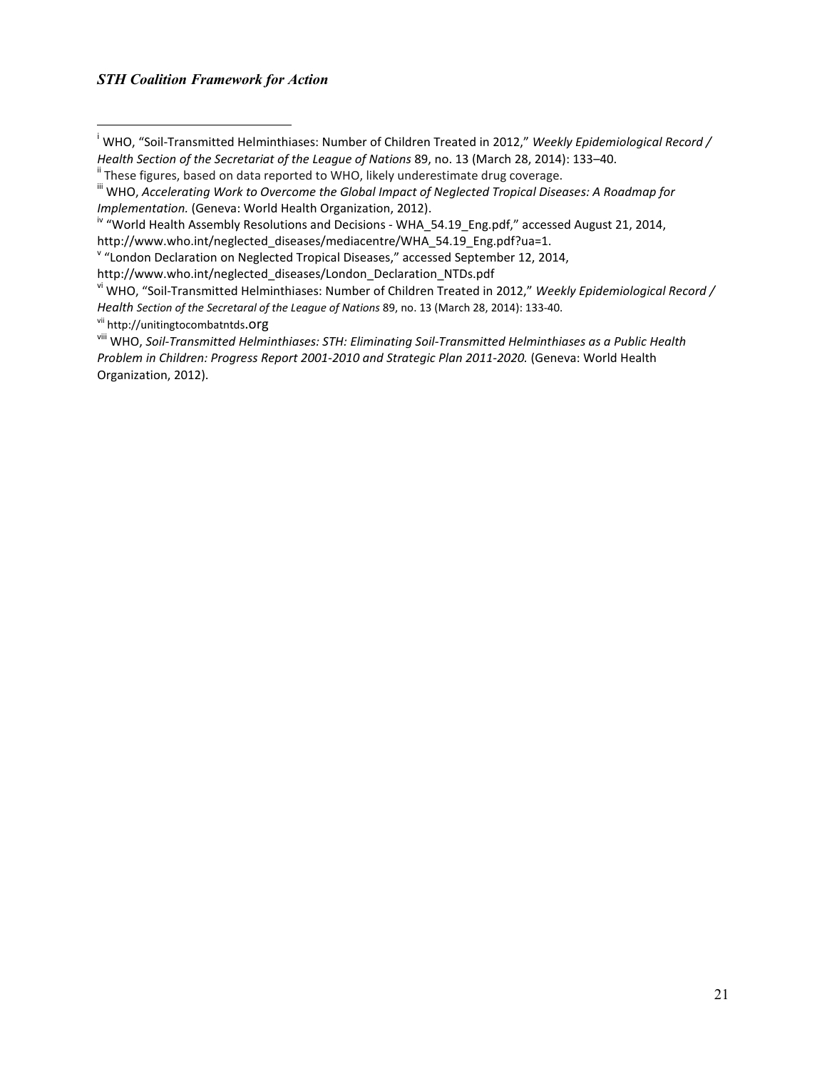[i] WHO, "Soil-Transmitted Helminthiases: Number of Children Treated in 2012," *Weekly Epidemiological Record / Health Section of the Secretariat of the League of Nations* 89, no. 13 (March 28, 2014): 133–40.

[ii] These figures, based on data reported to WHO, likely underestimate drug coverage.

[iii] WHO, *Accelerating Work to Overcome the Global Impact of Neglected Tropical Diseases: A Roadmap for Implementation.* (Geneva: World Health Organization, 2012).

[iv] "World Health Assembly Resolutions and Decisions - WHA_54.19_Eng.pdf," accessed August 21, 2014, http://www.who.int/neglected_diseases/mediacentre/WHA_54.19_Eng.pdf?ua=1.

[v] "London Declaration on Neglected Tropical Diseases," accessed September 12, 2014, http://www.who.int/neglected_diseases/London_Declaration_NTDs.pdf

[vi] WHO, "Soil-Transmitted Helminthiases: Number of Children Treated in 2012," *Weekly Epidemiological Record / Health Section of the Secretaral of the League of Nations* 89, no. 13 (March 28, 2014): 133-40.

[vii] http://unitingtocombatntds.org

[viii] WHO, *Soil-Transmitted Helminthiases: STH: Eliminating Soil-Transmitted Helminthiases as a Public Health Problem in Children: Progress Report 2001-2010 and Strategic Plan 2011-2020.* (Geneva: World Health Organization, 2012).